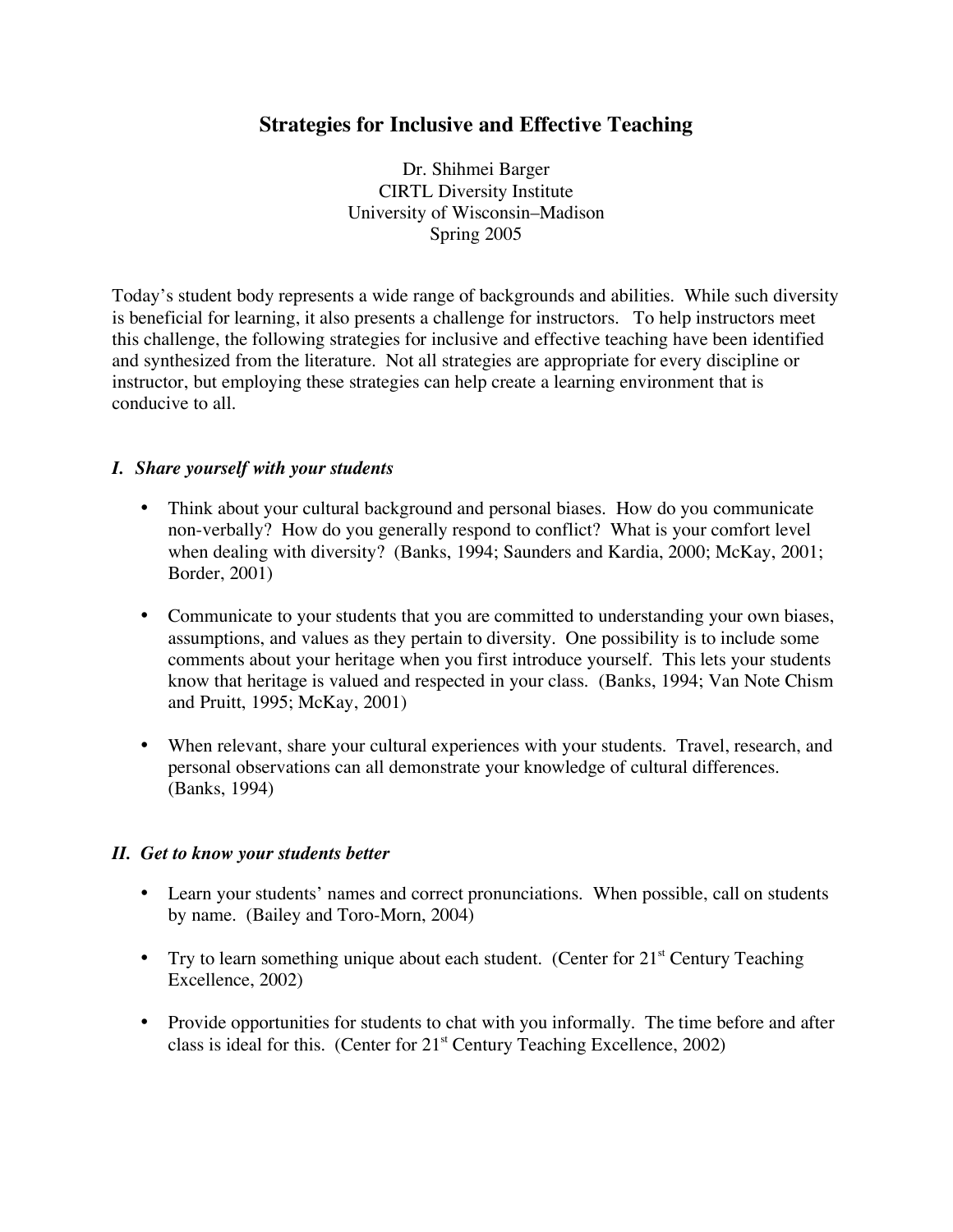# Strategies for Inclusive and Effective Teaching

Dr. Shihmei Barger
CIRTL Diversity Institute
University of Wisconsin–Madison
Spring 2005

Today's student body represents a wide range of backgrounds and abilities. While such diversity is beneficial for learning, it also presents a challenge for instructors. To help instructors meet this challenge, the following strategies for inclusive and effective teaching have been identified and synthesized from the literature. Not all strategies are appropriate for every discipline or instructor, but employing these strategies can help create a learning environment that is conducive to all.

### *I. Share yourself with your students*

- Think about your cultural background and personal biases. How do you communicate non-verbally? How do you generally respond to conflict? What is your comfort level when dealing with diversity? (Banks, 1994; Saunders and Kardia, 2000; McKay, 2001; Border, 2001)

- Communicate to your students that you are committed to understanding your own biases, assumptions, and values as they pertain to diversity. One possibility is to include some comments about your heritage when you first introduce yourself. This lets your students know that heritage is valued and respected in your class. (Banks, 1994; Van Note Chism and Pruitt, 1995; McKay, 2001)

- When relevant, share your cultural experiences with your students. Travel, research, and personal observations can all demonstrate your knowledge of cultural differences. (Banks, 1994)

### *II. Get to know your students better*

- Learn your students' names and correct pronunciations. When possible, call on students by name. (Bailey and Toro-Morn, 2004)

- Try to learn something unique about each student. (Center for 21st Century Teaching Excellence, 2002)

- Provide opportunities for students to chat with you informally. The time before and after class is ideal for this. (Center for 21st Century Teaching Excellence, 2002)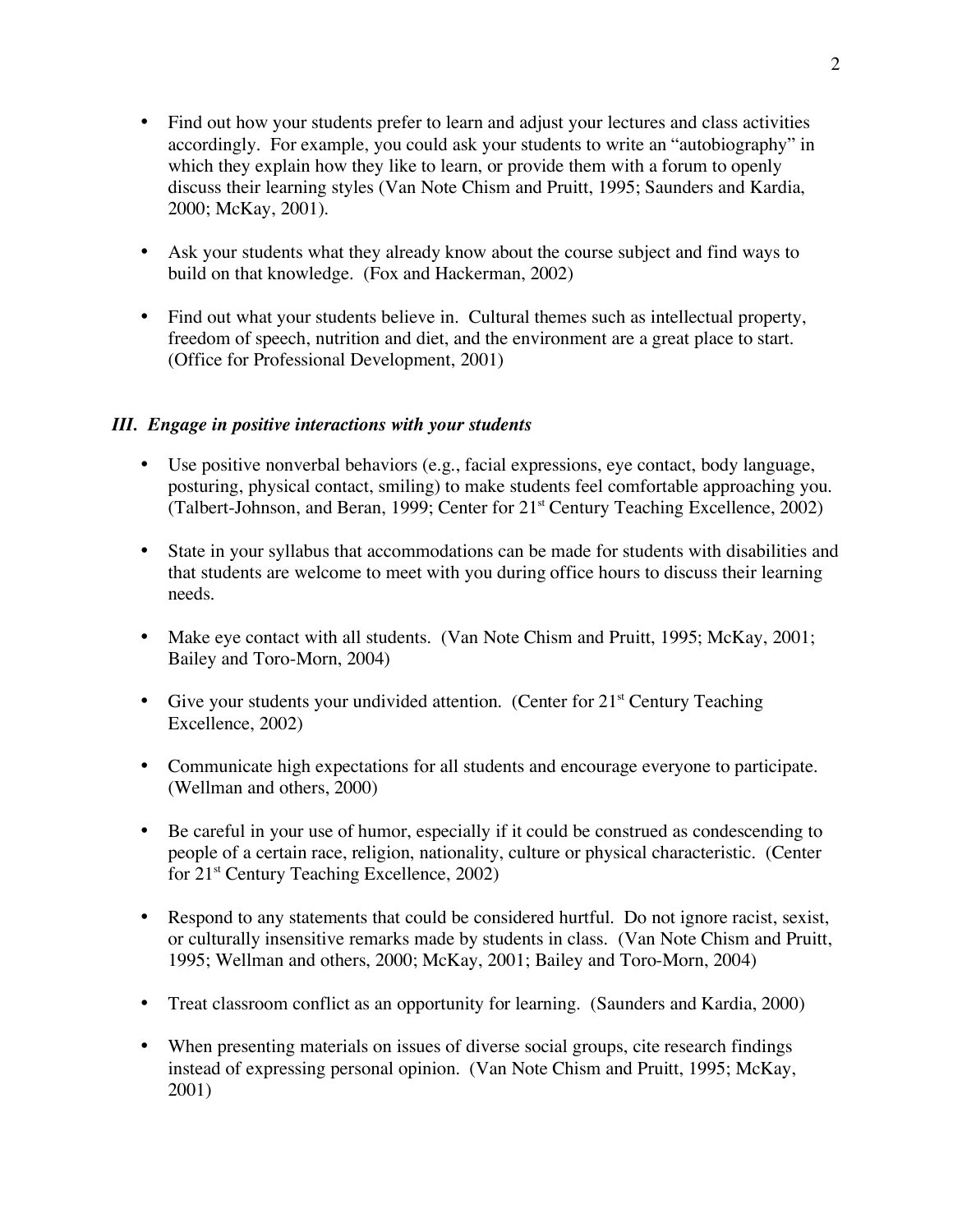- Find out how your students prefer to learn and adjust your lectures and class activities accordingly. For example, you could ask your students to write an "autobiography" in which they explain how they like to learn, or provide them with a forum to openly discuss their learning styles (Van Note Chism and Pruitt, 1995; Saunders and Kardia, 2000; McKay, 2001).

- Ask your students what they already know about the course subject and find ways to build on that knowledge. (Fox and Hackerman, 2002)

- Find out what your students believe in. Cultural themes such as intellectual property, freedom of speech, nutrition and diet, and the environment are a great place to start. (Office for Professional Development, 2001)

### *III. Engage in positive interactions with your students*

- Use positive nonverbal behaviors (e.g., facial expressions, eye contact, body language, posturing, physical contact, smiling) to make students feel comfortable approaching you. (Talbert-Johnson, and Beran, 1999; Center for 21st Century Teaching Excellence, 2002)

- State in your syllabus that accommodations can be made for students with disabilities and that students are welcome to meet with you during office hours to discuss their learning needs.

- Make eye contact with all students. (Van Note Chism and Pruitt, 1995; McKay, 2001; Bailey and Toro-Morn, 2004)

- Give your students your undivided attention. (Center for 21st Century Teaching Excellence, 2002)

- Communicate high expectations for all students and encourage everyone to participate. (Wellman and others, 2000)

- Be careful in your use of humor, especially if it could be construed as condescending to people of a certain race, religion, nationality, culture or physical characteristic. (Center for 21st Century Teaching Excellence, 2002)

- Respond to any statements that could be considered hurtful. Do not ignore racist, sexist, or culturally insensitive remarks made by students in class. (Van Note Chism and Pruitt, 1995; Wellman and others, 2000; McKay, 2001; Bailey and Toro-Morn, 2004)

- Treat classroom conflict as an opportunity for learning. (Saunders and Kardia, 2000)

- When presenting materials on issues of diverse social groups, cite research findings instead of expressing personal opinion. (Van Note Chism and Pruitt, 1995; McKay, 2001)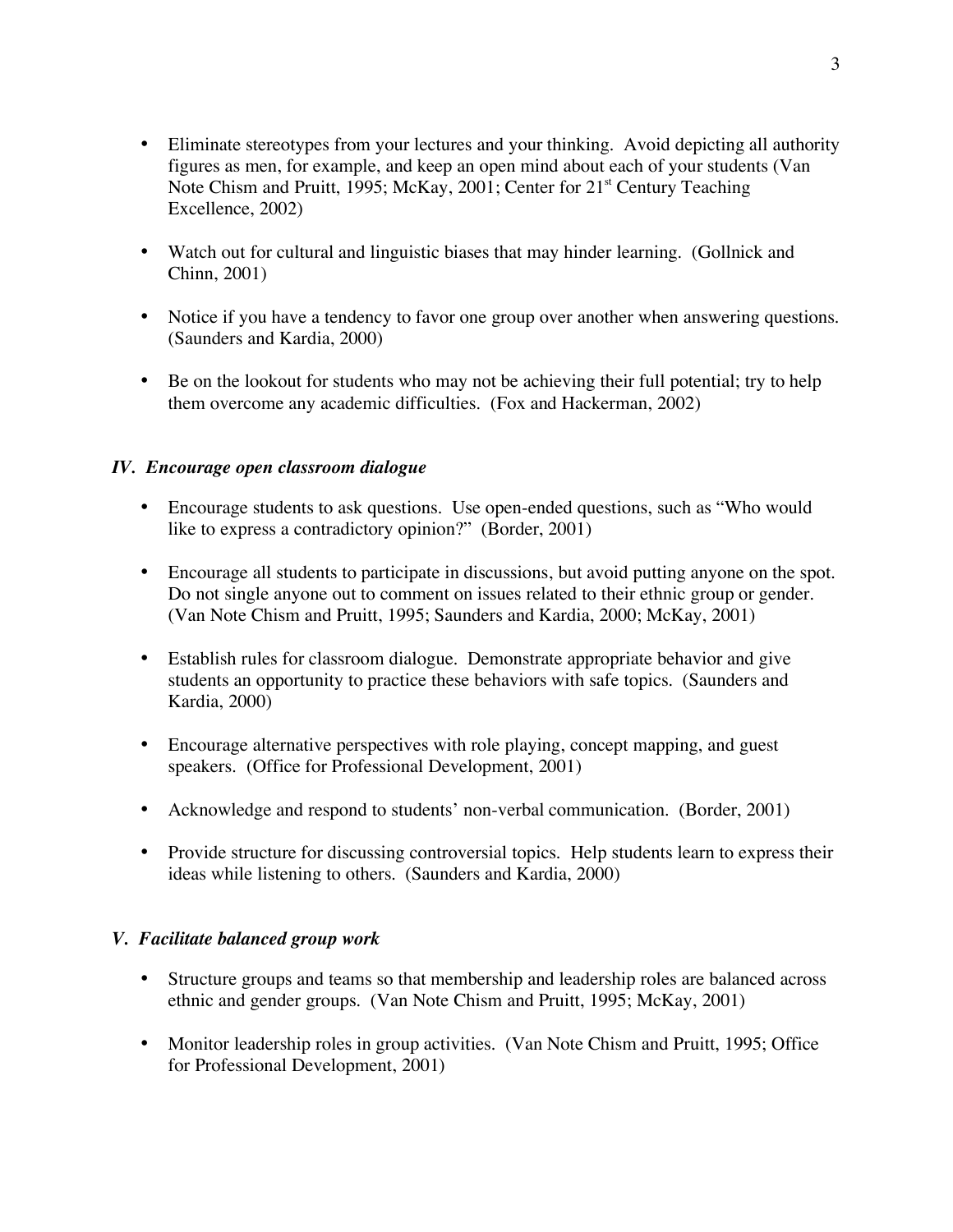- Eliminate stereotypes from your lectures and your thinking. Avoid depicting all authority figures as men, for example, and keep an open mind about each of your students (Van Note Chism and Pruitt, 1995; McKay, 2001; Center for 21st Century Teaching Excellence, 2002)

- Watch out for cultural and linguistic biases that may hinder learning. (Gollnick and Chinn, 2001)

- Notice if you have a tendency to favor one group over another when answering questions. (Saunders and Kardia, 2000)

- Be on the lookout for students who may not be achieving their full potential; try to help them overcome any academic difficulties. (Fox and Hackerman, 2002)

### *IV. Encourage open classroom dialogue*

- Encourage students to ask questions. Use open-ended questions, such as "Who would like to express a contradictory opinion?" (Border, 2001)

- Encourage all students to participate in discussions, but avoid putting anyone on the spot. Do not single anyone out to comment on issues related to their ethnic group or gender. (Van Note Chism and Pruitt, 1995; Saunders and Kardia, 2000; McKay, 2001)

- Establish rules for classroom dialogue. Demonstrate appropriate behavior and give students an opportunity to practice these behaviors with safe topics. (Saunders and Kardia, 2000)

- Encourage alternative perspectives with role playing, concept mapping, and guest speakers. (Office for Professional Development, 2001)

- Acknowledge and respond to students' non-verbal communication. (Border, 2001)

- Provide structure for discussing controversial topics. Help students learn to express their ideas while listening to others. (Saunders and Kardia, 2000)

### *V. Facilitate balanced group work*

- Structure groups and teams so that membership and leadership roles are balanced across ethnic and gender groups. (Van Note Chism and Pruitt, 1995; McKay, 2001)

- Monitor leadership roles in group activities. (Van Note Chism and Pruitt, 1995; Office for Professional Development, 2001)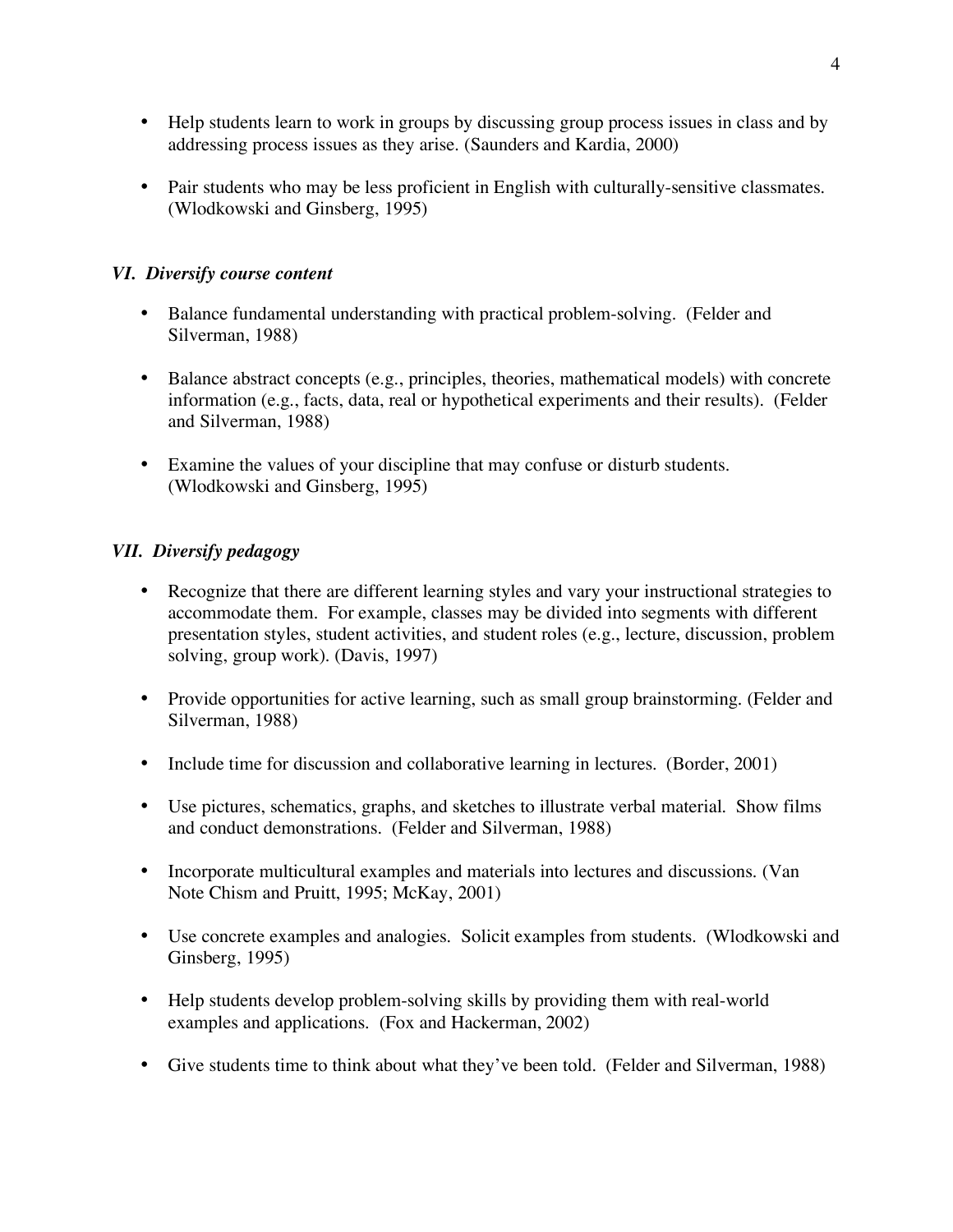- Help students learn to work in groups by discussing group process issues in class and by addressing process issues as they arise. (Saunders and Kardia, 2000)

- Pair students who may be less proficient in English with culturally-sensitive classmates. (Wlodkowski and Ginsberg, 1995)

### *VI. Diversify course content*

- Balance fundamental understanding with practical problem-solving. (Felder and Silverman, 1988)

- Balance abstract concepts (e.g., principles, theories, mathematical models) with concrete information (e.g., facts, data, real or hypothetical experiments and their results). (Felder and Silverman, 1988)

- Examine the values of your discipline that may confuse or disturb students. (Wlodkowski and Ginsberg, 1995)

### *VII. Diversify pedagogy*

- Recognize that there are different learning styles and vary your instructional strategies to accommodate them. For example, classes may be divided into segments with different presentation styles, student activities, and student roles (e.g., lecture, discussion, problem solving, group work). (Davis, 1997)

- Provide opportunities for active learning, such as small group brainstorming. (Felder and Silverman, 1988)

- Include time for discussion and collaborative learning in lectures. (Border, 2001)

- Use pictures, schematics, graphs, and sketches to illustrate verbal material. Show films and conduct demonstrations. (Felder and Silverman, 1988)

- Incorporate multicultural examples and materials into lectures and discussions. (Van Note Chism and Pruitt, 1995; McKay, 2001)

- Use concrete examples and analogies. Solicit examples from students. (Wlodkowski and Ginsberg, 1995)

- Help students develop problem-solving skills by providing them with real-world examples and applications. (Fox and Hackerman, 2002)

- Give students time to think about what they've been told. (Felder and Silverman, 1988)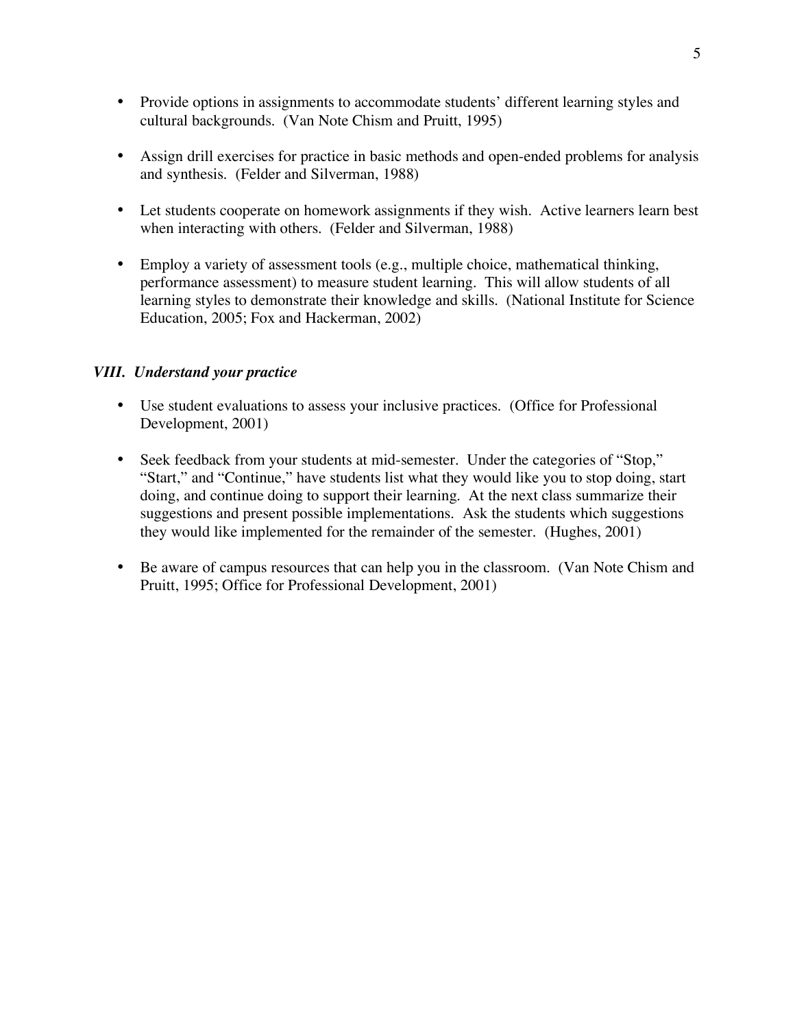- Provide options in assignments to accommodate students' different learning styles and cultural backgrounds. (Van Note Chism and Pruitt, 1995)

- Assign drill exercises for practice in basic methods and open-ended problems for analysis and synthesis. (Felder and Silverman, 1988)

- Let students cooperate on homework assignments if they wish. Active learners learn best when interacting with others. (Felder and Silverman, 1988)

- Employ a variety of assessment tools (e.g., multiple choice, mathematical thinking, performance assessment) to measure student learning. This will allow students of all learning styles to demonstrate their knowledge and skills. (National Institute for Science Education, 2005; Fox and Hackerman, 2002)

### *VIII. Understand your practice*

- Use student evaluations to assess your inclusive practices. (Office for Professional Development, 2001)

- Seek feedback from your students at mid-semester. Under the categories of "Stop," "Start," and "Continue," have students list what they would like you to stop doing, start doing, and continue doing to support their learning. At the next class summarize their suggestions and present possible implementations. Ask the students which suggestions they would like implemented for the remainder of the semester. (Hughes, 2001)

- Be aware of campus resources that can help you in the classroom. (Van Note Chism and Pruitt, 1995; Office for Professional Development, 2001)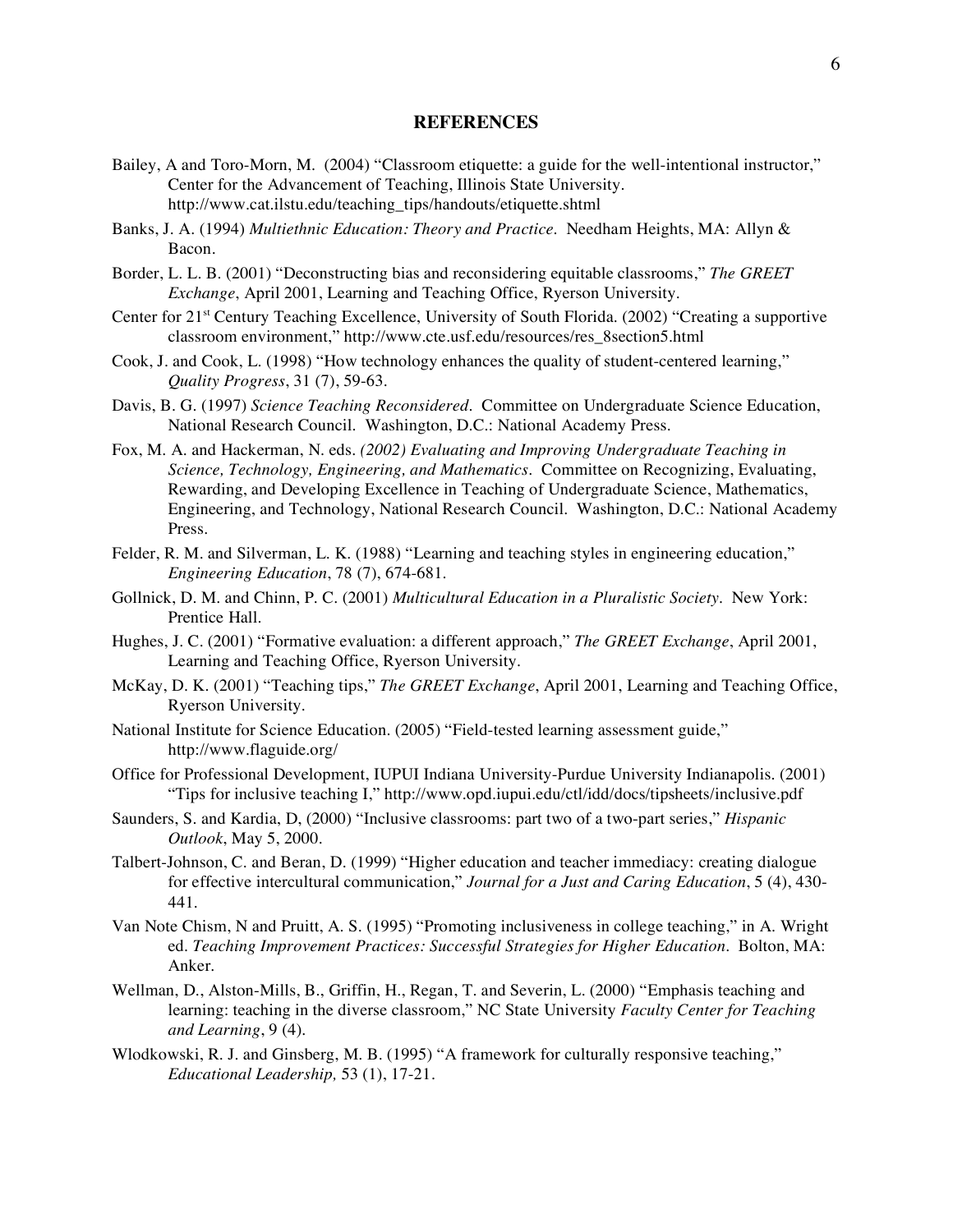# REFERENCES

Bailey, A and Toro-Morn, M. (2004) "Classroom etiquette: a guide for the well-intentional instructor," Center for the Advancement of Teaching, Illinois State University. http://www.cat.ilstu.edu/teaching_tips/handouts/etiquette.shtml

Banks, J. A. (1994) *Multiethnic Education: Theory and Practice*. Needham Heights, MA: Allyn & Bacon.

Border, L. L. B. (2001) "Deconstructing bias and reconsidering equitable classrooms," *The GREET Exchange*, April 2001, Learning and Teaching Office, Ryerson University.

Center for 21st Century Teaching Excellence, University of South Florida. (2002) "Creating a supportive classroom environment," http://www.cte.usf.edu/resources/res_8section5.html

Cook, J. and Cook, L. (1998) "How technology enhances the quality of student-centered learning," *Quality Progress*, 31 (7), 59-63.

Davis, B. G. (1997) *Science Teaching Reconsidered*. Committee on Undergraduate Science Education, National Research Council. Washington, D.C.: National Academy Press.

Fox, M. A. and Hackerman, N. eds. *(2002) Evaluating and Improving Undergraduate Teaching in Science, Technology, Engineering, and Mathematics*. Committee on Recognizing, Evaluating, Rewarding, and Developing Excellence in Teaching of Undergraduate Science, Mathematics, Engineering, and Technology, National Research Council. Washington, D.C.: National Academy Press.

Felder, R. M. and Silverman, L. K. (1988) "Learning and teaching styles in engineering education," *Engineering Education*, 78 (7), 674-681.

Gollnick, D. M. and Chinn, P. C. (2001) *Multicultural Education in a Pluralistic Society*. New York: Prentice Hall.

Hughes, J. C. (2001) "Formative evaluation: a different approach," *The GREET Exchange*, April 2001, Learning and Teaching Office, Ryerson University.

McKay, D. K. (2001) "Teaching tips," *The GREET Exchange*, April 2001, Learning and Teaching Office, Ryerson University.

National Institute for Science Education. (2005) "Field-tested learning assessment guide," http://www.flaguide.org/

Office for Professional Development, IUPUI Indiana University-Purdue University Indianapolis. (2001) "Tips for inclusive teaching I," http://www.opd.iupui.edu/ctl/idd/docs/tipsheets/inclusive.pdf

Saunders, S. and Kardia, D, (2000) "Inclusive classrooms: part two of a two-part series," *Hispanic Outlook*, May 5, 2000.

Talbert-Johnson, C. and Beran, D. (1999) "Higher education and teacher immediacy: creating dialogue for effective intercultural communication," *Journal for a Just and Caring Education*, 5 (4), 430-441.

Van Note Chism, N and Pruitt, A. S. (1995) "Promoting inclusiveness in college teaching," in A. Wright ed. *Teaching Improvement Practices: Successful Strategies for Higher Education*. Bolton, MA: Anker.

Wellman, D., Alston-Mills, B., Griffin, H., Regan, T. and Severin, L. (2000) "Emphasis teaching and learning: teaching in the diverse classroom," NC State University *Faculty Center for Teaching and Learning*, 9 (4).

Wlodkowski, R. J. and Ginsberg, M. B. (1995) "A framework for culturally responsive teaching," *Educational Leadership,* 53 (1), 17-21.